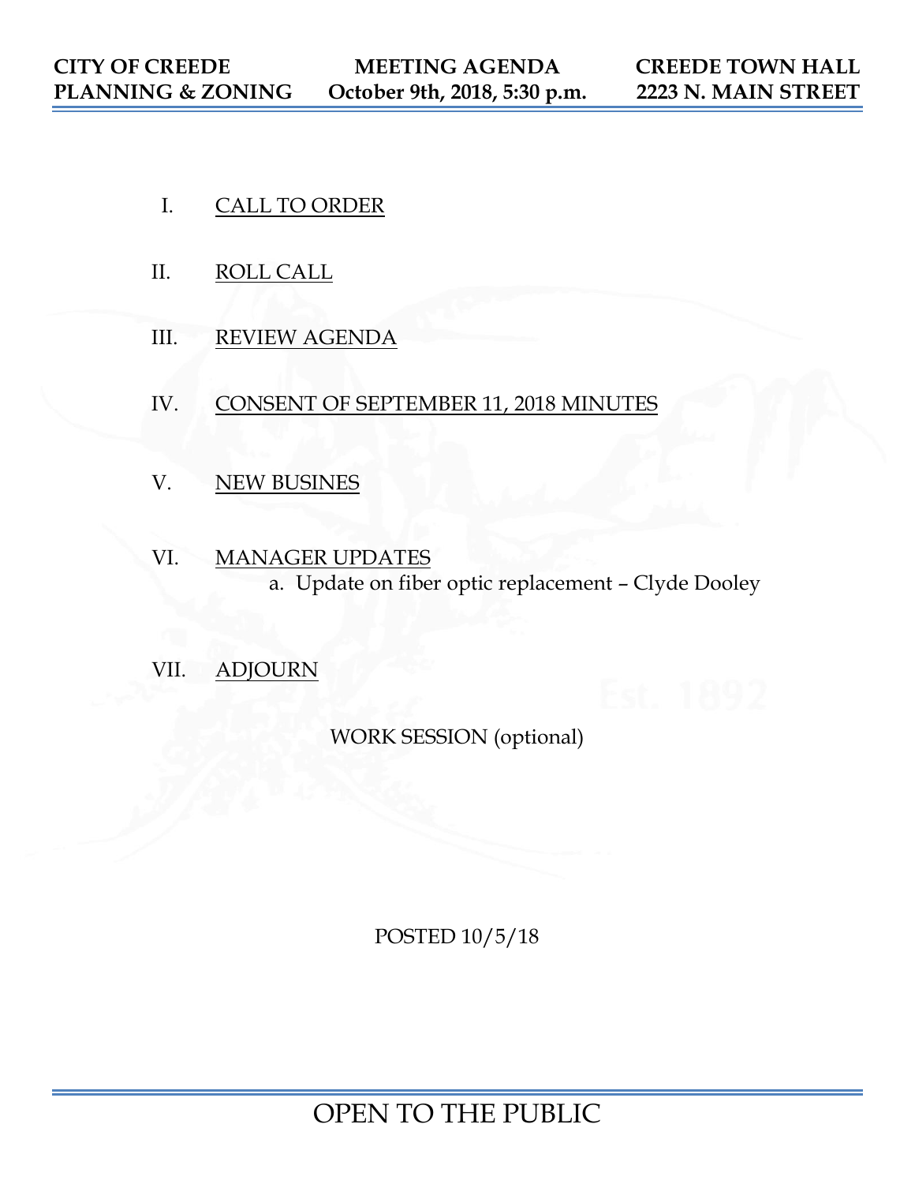**CITY OF CREEDE**
**PLANNING & ZONING**

**MEETING AGENDA**
**October 9th, 2018, 5:30 p.m.**

**CREEDE TOWN HALL**
**2223 N. MAIN STREET**

I. CALL TO ORDER

II. ROLL CALL

III. REVIEW AGENDA

IV. CONSENT OF SEPTEMBER 11, 2018 MINUTES

V. NEW BUSINES

VI. MANAGER UPDATES
   a. Update on fiber optic replacement – Clyde Dooley

VII. ADJOURN

WORK SESSION (optional)

POSTED 10/5/18

OPEN TO THE PUBLIC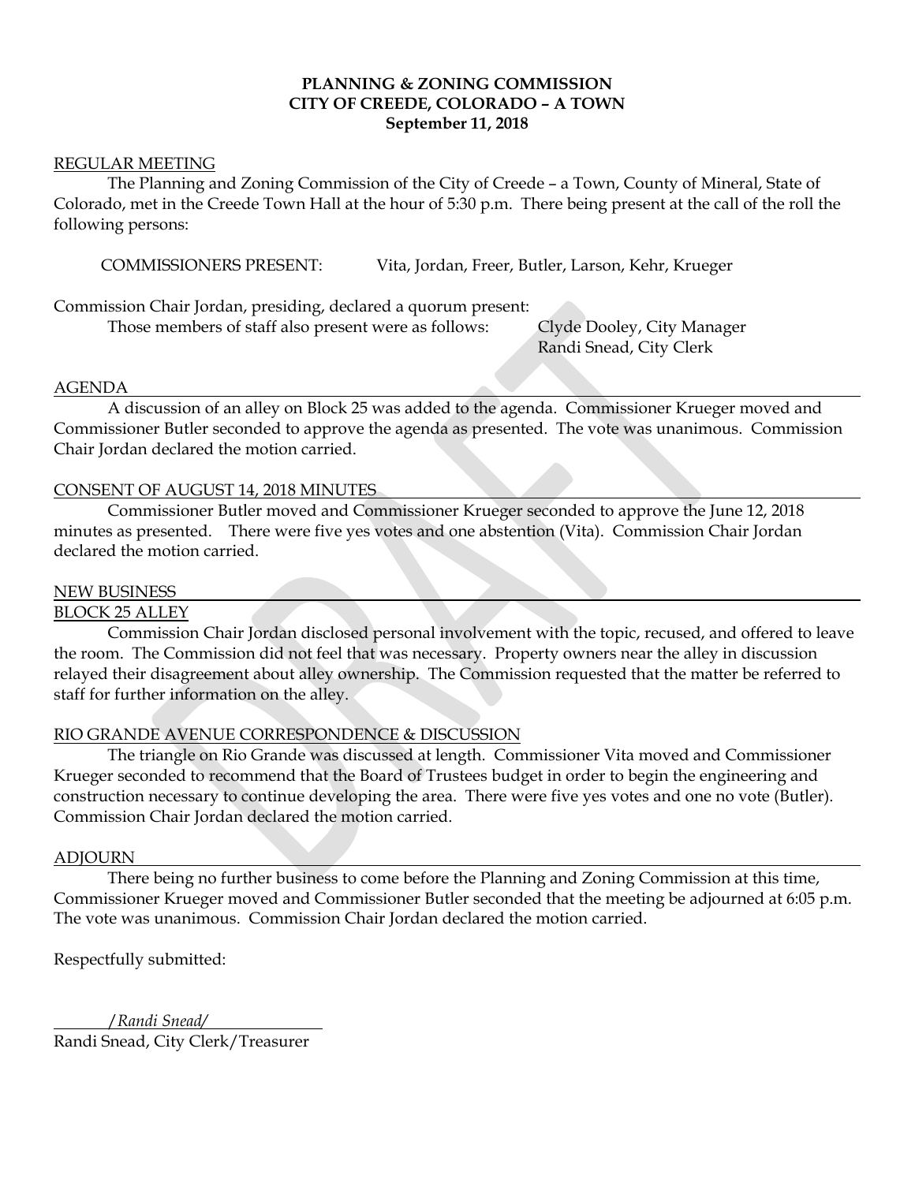**PLANNING & ZONING COMMISSION**
**CITY OF CREEDE, COLORADO – A TOWN**
**September 11, 2018**

REGULAR MEETING

The Planning and Zoning Commission of the City of Creede – a Town, County of Mineral, State of Colorado, met in the Creede Town Hall at the hour of 5:30 p.m. There being present at the call of the roll the following persons:

COMMISSIONERS PRESENT: Vita, Jordan, Freer, Butler, Larson, Kehr, Krueger

Commission Chair Jordan, presiding, declared a quorum present:

Those members of staff also present were as follows: Clyde Dooley, City Manager
Randi Snead, City Clerk

AGENDA

A discussion of an alley on Block 25 was added to the agenda. Commissioner Krueger moved and Commissioner Butler seconded to approve the agenda as presented. The vote was unanimous. Commission Chair Jordan declared the motion carried.

CONSENT OF AUGUST 14, 2018 MINUTES

Commissioner Butler moved and Commissioner Krueger seconded to approve the June 12, 2018 minutes as presented. There were five yes votes and one abstention (Vita). Commission Chair Jordan declared the motion carried.

NEW BUSINESS

BLOCK 25 ALLEY

Commission Chair Jordan disclosed personal involvement with the topic, recused, and offered to leave the room. The Commission did not feel that was necessary. Property owners near the alley in discussion relayed their disagreement about alley ownership. The Commission requested that the matter be referred to staff for further information on the alley.

RIO GRANDE AVENUE CORRESPONDENCE & DISCUSSION

The triangle on Rio Grande was discussed at length. Commissioner Vita moved and Commissioner Krueger seconded to recommend that the Board of Trustees budget in order to begin the engineering and construction necessary to continue developing the area. There were five yes votes and one no vote (Butler). Commission Chair Jordan declared the motion carried.

ADJOURN

There being no further business to come before the Planning and Zoning Commission at this time, Commissioner Krueger moved and Commissioner Butler seconded that the meeting be adjourned at 6:05 p.m. The vote was unanimous. Commission Chair Jordan declared the motion carried.

Respectfully submitted:

*/Randi Snead/*
Randi Snead, City Clerk/Treasurer